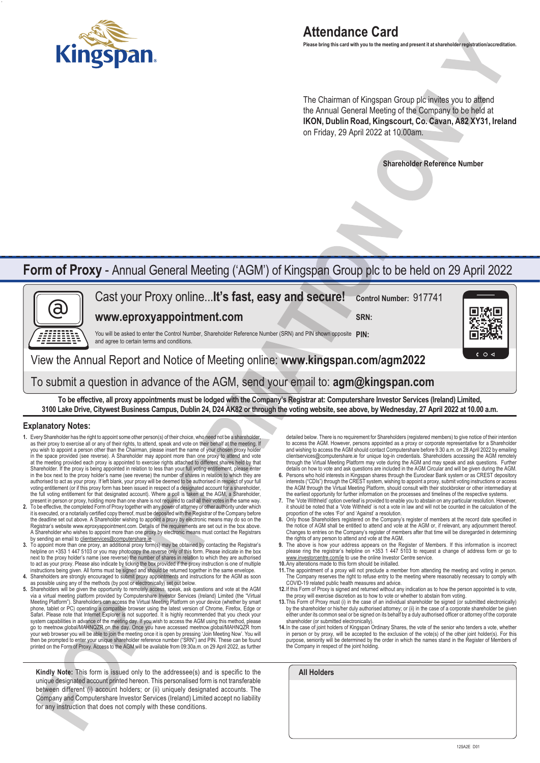Kingspan

# Attendance Card

**Please bring this card with you to the meeting and present it at shareholder registration/accreditation.**

The Chairman of Kingspan Group plc invites you to attend the Annual General Meeting of the Company to be held at **IKON, Dublin Road, Kingscourt, Co. Cavan, A82 XY31, Ireland** on Friday, 29 April 2022 at 10.00am.

**Shareholder Reference Number**

FOR ILLUSTRATION ONLY

## Form of Proxy - Annual General Meeting ('AGM') of Kingspan Group plc to be held on 29 April 2022

Cast your Proxy online...**It's fast, easy and secure!**

**www.eproxyappointment.com**

You will be asked to enter the Control Number, Shareholder Reference Number (SRN) and PIN shown opposite and agree to certain terms and conditions.

**Control Number:** 917741

**SRN:**

**PIN:**

View the Annual Report and Notice of Meeting online: **www.kingspan.com/agm2022**

To submit a question in advance of the AGM, send your email to: **agm@kingspan.com**

**To be effective, all proxy appointments must be lodged with the Company's Registrar at: Computershare Investor Services (Ireland) Limited, 3100 Lake Drive, Citywest Business Campus, Dublin 24, D24 AK82 or through the voting website, see above, by Wednesday, 27 April 2022 at 10.00 a.m.**

### Explanatory Notes:

1. Every Shareholder has the right to appoint some other person(s) of their choice, who need not be a shareholder, as their proxy to exercise all or any of their rights, to attend, speak and vote on their behalf at the meeting. If you wish to appoint a person other than the Chairman, please insert the name of your chosen proxy holder in the space provided (see reverse). A Shareholder may appoint more than one proxy to attend and vote at the meeting provided each proxy is appointed to exercise rights attached to different shares held by that Shareholder. If the proxy is being appointed in relation to less than your full voting entitlement, please enter in the box next to the proxy holder's name (see reverse) the number of shares in relation to which they are authorised to act as your proxy. If left blank, your proxy will be deemed to be authorised in respect of your full voting entitlement (or if this proxy form has been issued in respect of a designated account for a shareholder, the full voting entitlement for that designated account). Where a poll is taken at the AGM, a Shareholder, present in person or proxy, holding more than one share is not required to cast all their votes in the same way.
2. To be effective, the completed Form of Proxy together with any power of attorney or other authority under which it is executed, or a notarially certified copy thereof, must be deposited with the Registrar of the Company before the deadline set out above. A Shareholder wishing to appoint a proxy by electronic means may do so on the Registrar's website www.eproxyappointment.com. Details of the requirements are set out in the box above. A Shareholder who wishes to appoint more than one proxy by electronic means must contact the Registrars by sending an email to clientservices@computershare.ie
3. To appoint more than one proxy, an additional proxy form(s) may be obtained by contacting the Registrar's helpline on +353 1 447 5103 or you may photocopy the reverse only of this form. Please indicate in the box next to the proxy holder's name (see reverse) the number of shares in relation to which they are authorised to act as your proxy. Please also indicate by ticking the box provided if the proxy instruction is one of multiple instructions being given. All forms must be signed and should be returned together in the same envelope.
4. Shareholders are strongly encouraged to submit proxy appointments and instructions for the AGM as soon as possible using any of the methods (by post or electronically) set out below.
5. Shareholders will be given the opportunity to remotely access, speak, ask questions and vote at the AGM via a virtual meeting platform provided by Computershare Investor Services (Ireland) Limited (the "Virtual Meeting Platform"). Shareholders can access the Virtual Meeting Platform on your device (whether by smart phone, tablet or PC) operating a compatible browser using the latest version of Chrome, Firefox, Edge or Safari. Please note that Internet Explorer is not supported. It is highly recommended that you check your system capabilities in advance of the meeting day. If you wish to access the AGM using this method, please go to meetnow.global/MAHNQZR on the day. Once you have accessed meetnow.global/MAHNQZR from your web browser you will be able to join the meeting once it is open by pressing 'Join Meeting Now'. You will then be prompted to enter your unique shareholder reference number ("SRN") and PIN. These can be found printed on the Form of Proxy. Access to the AGM will be available from 09:30a.m. on 29 April 2022, as further detailed below. There is no requirement for Shareholders (registered members) to give notice of their intention to access the AGM. However, persons appointed as a proxy or corporate representative for a Shareholder and wishing to access the AGM should contact Computershare before 9.30 a.m. on 28 April 2022 by emailing clientservices@computershare.ie for unique log-in credentials. Shareholders accessing the AGM remotely through the Virtual Meeting Platform may vote during the AGM and may speak and ask questions. Further details on how to vote and ask questions are included in the AGM Circular and will be given during the AGM.
6. Persons who hold interests in Kingspan shares through the Euroclear Bank system or as CREST depository interests ("CDIs") through the CREST system, wishing to appoint a proxy, submit voting instructions or access the AGM through the Virtual Meeting Platform, should consult with their stockbroker or other intermediary at the earliest opportunity for further information on the processes and timelines of the respective systems.
7. The 'Vote Withheld' option overleaf is provided to enable you to abstain on any particular resolution. However, it should be noted that a 'Vote Withheld' is not a vote in law and will not be counted in the calculation of the proportion of the votes 'For' and 'Against' a resolution.
8. Only those Shareholders registered on the Company's register of members at the record date specified in the notice of AGM shall be entitled to attend and vote at the AGM or, if relevant, any adjournment thereof. Changes to entries on the Company's register of members after that time will be disregarded in determining the rights of any person to attend and vote at the AGM.
9. The above is how your address appears on the Register of Members. If this information is incorrect please ring the registrar's helpline on +353 1 447 5103 to request a change of address form or go to www.investorcentre.com/ie to use the online Investor Centre service.
10. Any alterations made to this form should be initialled.
11. The appointment of a proxy will not preclude a member from attending the meeting and voting in person. The Company reserves the right to refuse entry to the meeting where reasonably necessary to comply with COVID-19 related public health measures and advice.
12. If this Form of Proxy is signed and returned without any indication as to how the person appointed is to vote, the proxy will exercise discretion as to how to vote or whether to abstain from voting.
13. This Form of Proxy must (i) in the case of an individual shareholder be signed (or submitted electronically) by the shareholder or his/her duly authorised attorney; or (ii) in the case of a corporate shareholder be given either under its common seal or be signed on its behalf by a duly authorised officer or attorney of the corporate shareholder (or submitted electronically).
14. In the case of joint holders of Kingspan Ordinary Shares, the vote of the senior who tenders a vote, whether in person or by proxy, will be accepted to the exclusion of the vote(s) of the other joint holder(s). For this purpose, seniority will be determined by the order in which the names stand in the Register of Members of the Company in respect of the joint holding.

**Kindly Note:** This form is issued only to the addressee(s) and is specific to the unique designated account printed hereon. This personalised form is not transferable between different (i) account holders; or (ii) uniquely designated accounts. The Company and Computershare Investor Services (Ireland) Limited accept no liability for any instruction that does not comply with these conditions.

**All Holders**

12SA2E D01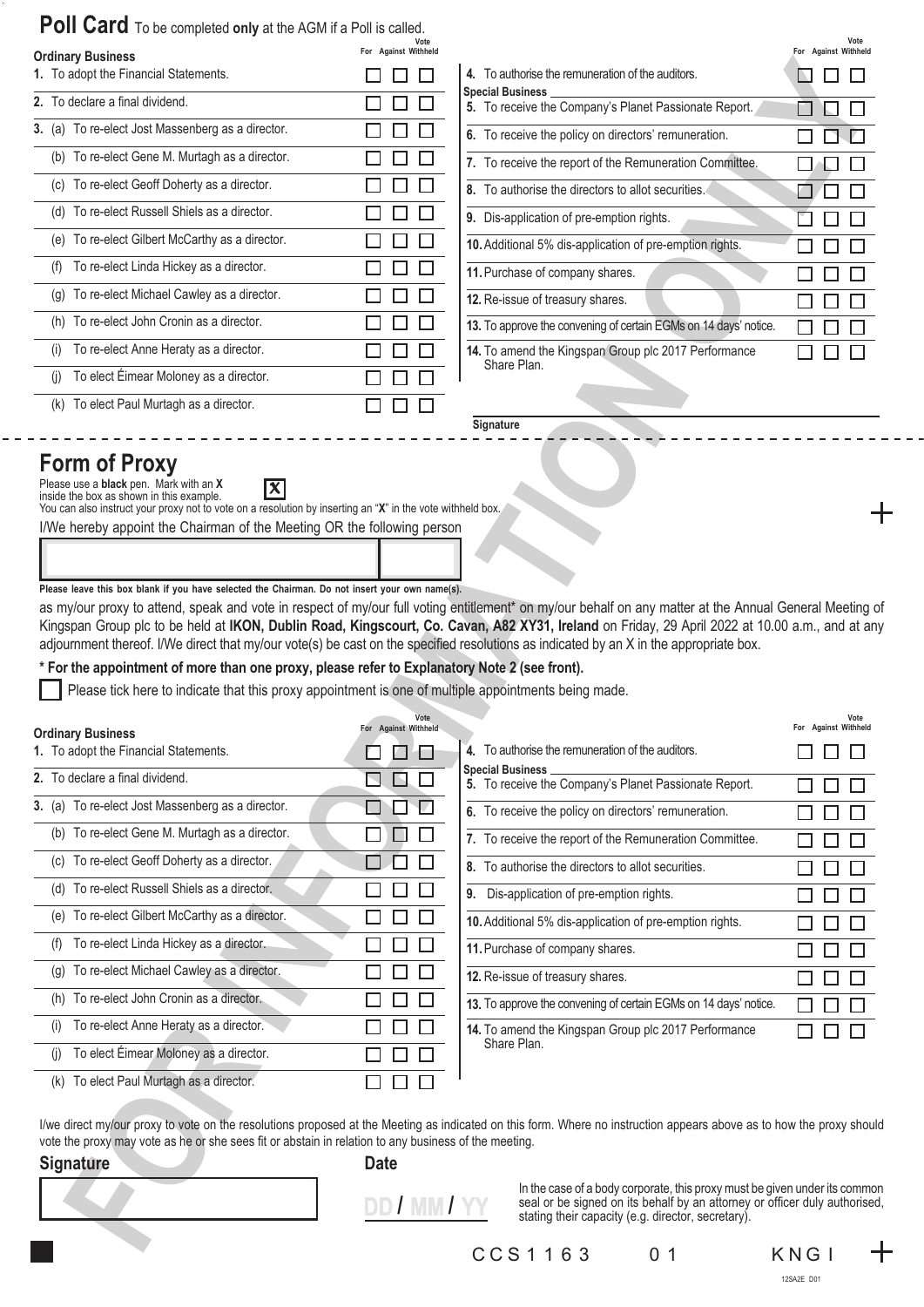## Poll Card To be completed **only** at the AGM if a Poll is called.

| Ordinary Business | For | Against | Withheld |
|---|---|---|---|
| 1. To adopt the Financial Statements. | ☐ | ☐ | ☐ |
| 2. To declare a final dividend. | ☐ | ☐ | ☐ |
| 3. (a) To re-elect Jost Massenberg as a director. | ☐ | ☐ | ☐ |
| (b) To re-elect Gene M. Murtagh as a director. | ☐ | ☐ | ☐ |
| (c) To re-elect Geoff Doherty as a director. | ☐ | ☐ | ☐ |
| (d) To re-elect Russell Shiels as a director. | ☐ | ☐ | ☐ |
| (e) To re-elect Gilbert McCarthy as a director. | ☐ | ☐ | ☐ |
| (f) To re-elect Linda Hickey as a director. | ☐ | ☐ | ☐ |
| (g) To re-elect Michael Cawley as a director. | ☐ | ☐ | ☐ |
| (h) To re-elect John Cronin as a director. | ☐ | ☐ | ☐ |
| (i) To re-elect Anne Heraty as a director. | ☐ | ☐ | ☐ |
| (j) To elect Éimear Moloney as a director. | ☐ | ☐ | ☐ |
| (k) To elect Paul Murtagh as a director. | ☐ | ☐ | ☐ |
| 4. To authorise the remuneration of the auditors. | ☐ | ☐ | ☐ |
| **Special Business** | | | |
| 5. To receive the Company's Planet Passionate Report. | ☐ | ☐ | ☐ |
| 6. To receive the policy on directors' remuneration. | ☐ | ☐ | ☐ |
| 7. To receive the report of the Remuneration Committee. | ☐ | ☐ | ☐ |
| 8. To authorise the directors to allot securities. | ☐ | ☐ | ☐ |
| 9. Dis-application of pre-emption rights. | ☐ | ☐ | ☐ |
| 10. Additional 5% dis-application of pre-emption rights. | ☐ | ☐ | ☐ |
| 11. Purchase of company shares. | ☐ | ☐ | ☐ |
| 12. Re-issue of treasury shares. | ☐ | ☐ | ☐ |
| 13. To approve the convening of certain EGMs on 14 days' notice. | ☐ | ☐ | ☐ |
| 14. To amend the Kingspan Group plc 2017 Performance Share Plan. | ☐ | ☐ | ☐ |

**Signature**

## Form of Proxy

Please use a **black** pen. Mark with an **X** inside the box as shown in this example. ☒

You can also instruct your proxy not to vote on a resolution by inserting an "**X**" in the vote withheld box.

I/We hereby appoint the Chairman of the Meeting OR the following person

**Please leave this box blank if you have selected the Chairman. Do not insert your own name(s).**

as my/our proxy to attend, speak and vote in respect of my/our full voting entitlement* on my/our behalf on any matter at the Annual General Meeting of Kingspan Group plc to be held at **IKON, Dublin Road, Kingscourt, Co. Cavan, A82 XY31, Ireland** on Friday, 29 April 2022 at 10.00 a.m., and at any adjournment thereof. I/We direct that my/our vote(s) be cast on the specified resolutions as indicated by an X in the appropriate box.

**\* For the appointment of more than one proxy, please refer to Explanatory Note 2 (see front).**

☐ Please tick here to indicate that this proxy appointment is one of multiple appointments being made.

| Ordinary Business | For | Against | Withheld |
|---|---|---|---|
| 1. To adopt the Financial Statements. | ☐ | ☐ | ☐ |
| 2. To declare a final dividend. | ☐ | ☐ | ☐ |
| 3. (a) To re-elect Jost Massenberg as a director. | ☐ | ☐ | ☐ |
| (b) To re-elect Gene M. Murtagh as a director. | ☐ | ☐ | ☐ |
| (c) To re-elect Geoff Doherty as a director. | ☐ | ☐ | ☐ |
| (d) To re-elect Russell Shiels as a director. | ☐ | ☐ | ☐ |
| (e) To re-elect Gilbert McCarthy as a director. | ☐ | ☐ | ☐ |
| (f) To re-elect Linda Hickey as a director. | ☐ | ☐ | ☐ |
| (g) To re-elect Michael Cawley as a director. | ☐ | ☐ | ☐ |
| (h) To re-elect John Cronin as a director. | ☐ | ☐ | ☐ |
| (i) To re-elect Anne Heraty as a director. | ☐ | ☐ | ☐ |
| (j) To elect Éimear Moloney as a director. | ☐ | ☐ | ☐ |
| (k) To elect Paul Murtagh as a director. | ☐ | ☐ | ☐ |
| 4. To authorise the remuneration of the auditors. | ☐ | ☐ | ☐ |
| **Special Business** | | | |
| 5. To receive the Company's Planet Passionate Report. | ☐ | ☐ | ☐ |
| 6. To receive the policy on directors' remuneration. | ☐ | ☐ | ☐ |
| 7. To receive the report of the Remuneration Committee. | ☐ | ☐ | ☐ |
| 8. To authorise the directors to allot securities. | ☐ | ☐ | ☐ |
| 9. Dis-application of pre-emption rights. | ☐ | ☐ | ☐ |
| 10. Additional 5% dis-application of pre-emption rights. | ☐ | ☐ | ☐ |
| 11. Purchase of company shares. | ☐ | ☐ | ☐ |
| 12. Re-issue of treasury shares. | ☐ | ☐ | ☐ |
| 13. To approve the convening of certain EGMs on 14 days' notice. | ☐ | ☐ | ☐ |
| 14. To amend the Kingspan Group plc 2017 Performance Share Plan. | ☐ | ☐ | ☐ |

I/we direct my/our proxy to vote on the resolutions proposed at the Meeting as indicated on this form. Where no instruction appears above as to how the proxy should vote the proxy may vote as he or she sees fit or abstain in relation to any business of the meeting.

**Signature**

**Date**

DD / MM / YY

In the case of a body corporate, this proxy must be given under its common seal or be signed on its behalf by an attorney or officer duly authorised, stating their capacity (e.g. director, secretary).

FOR INFORMATION ONLY

CCS1163 01 KNGI

12SA2E D01